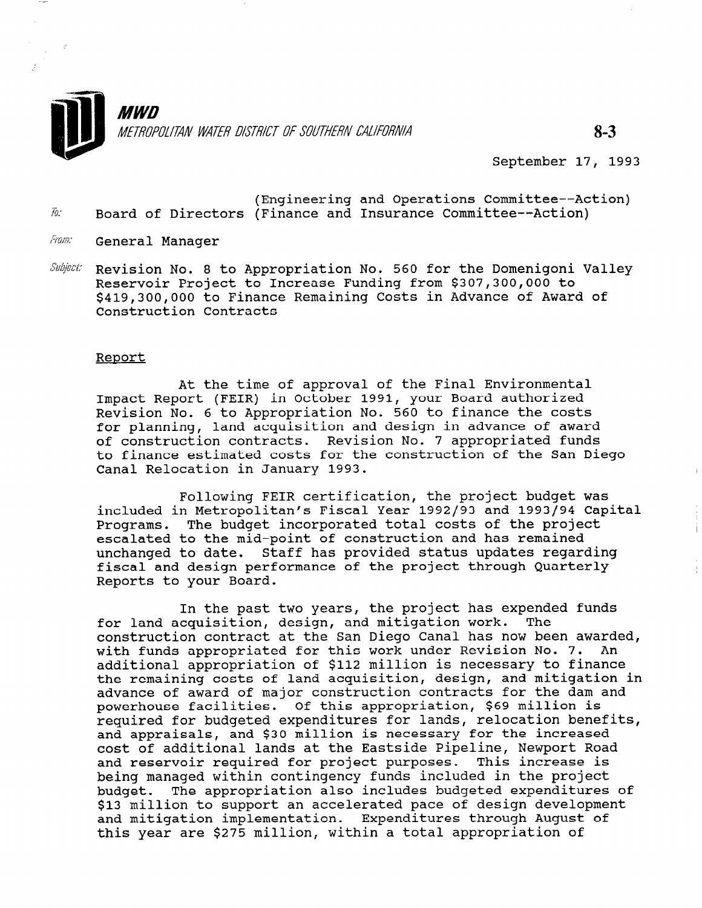**MWD**
*METROPOLITAN WATER DISTRICT OF SOUTHERN CALIFORNIA*

**8-3**

September 17, 1993

To: Board of Directors (Engineering and Operations Committee--Action) (Finance and Insurance Committee--Action)

From: General Manager

Subject: Revision No. 8 to Appropriation No. 560 for the Domenigoni Valley Reservoir Project to Increase Funding from $307,300,000 to $419,300,000 to Finance Remaining Costs in Advance of Award of Construction Contracts

## Report

At the time of approval of the Final Environmental Impact Report (FEIR) in October 1991, your Board authorized Revision No. 6 to Appropriation No. 560 to finance the costs for planning, land acquisition and design in advance of award of construction contracts. Revision No. 7 appropriated funds to finance estimated costs for the construction of the San Diego Canal Relocation in January 1993.

Following FEIR certification, the project budget was included in Metropolitan's Fiscal Year 1992/93 and 1993/94 Capital Programs. The budget incorporated total costs of the project escalated to the mid-point of construction and has remained unchanged to date. Staff has provided status updates regarding fiscal and design performance of the project through Quarterly Reports to your Board.

In the past two years, the project has expended funds for land acquisition, design, and mitigation work. The construction contract at the San Diego Canal has now been awarded, with funds appropriated for this work under Revision No. 7. An additional appropriation of $112 million is necessary to finance the remaining costs of land acquisition, design, and mitigation in advance of award of major construction contracts for the dam and powerhouse facilities. Of this appropriation, $69 million is required for budgeted expenditures for lands, relocation benefits, and appraisals, and $30 million is necessary for the increased cost of additional lands at the Eastside Pipeline, Newport Road and reservoir required for project purposes. This increase is being managed within contingency funds included in the project budget. The appropriation also includes budgeted expenditures of $13 million to support an accelerated pace of design development and mitigation implementation. Expenditures through August of this year are $275 million, within a total appropriation of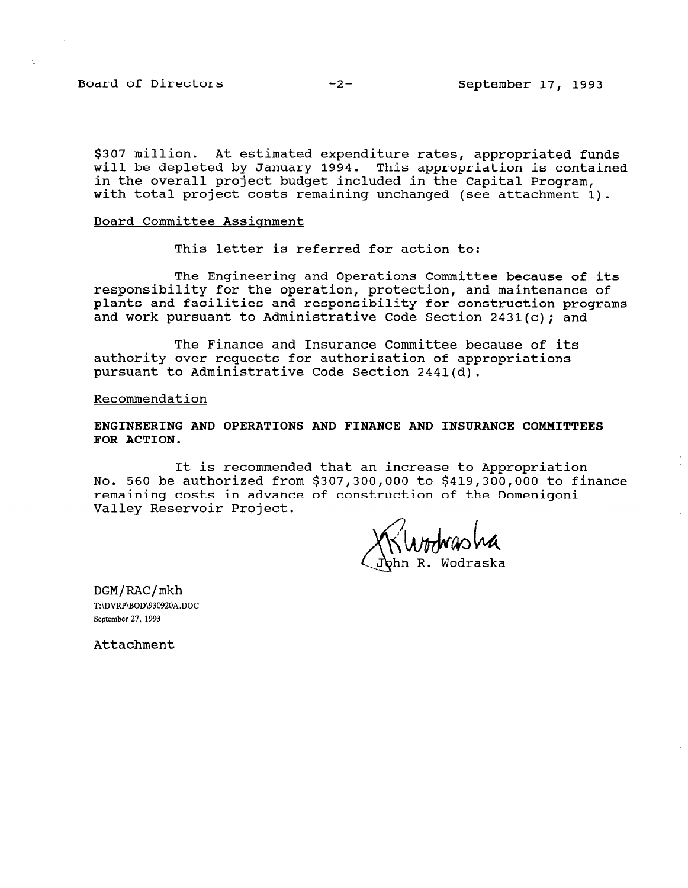$307 million. At estimated expenditure rates, appropriated funds will be depleted by January 1994. This appropriation is contained in the overall project budget included in the Capital Program, with total project costs remaining unchanged (see attachment 1).

Board Committee Assignment

This letter is referred for action to:

The Engineering and Operations Committee because of its responsibility for the operation, protection, and maintenance of plants and facilities and responsibility for construction programs and work pursuant to Administrative Code Section 2431(c); and

The Finance and Insurance Committee because of its authority over requests for authorization of appropriations pursuant to Administrative Code Section 2441(d).

Recommendation

**ENGINEERING AND OPERATIONS AND FINANCE AND INSURANCE COMMITTEES FOR ACTION.**

It is recommended that an increase to Appropriation No. 560 be authorized from $307,300,000 to $419,300,000 to finance remaining costs in advance of construction of the Domenigoni Valley Reservoir Project.

John R. Wodraska

DGM/RAC/mkh
T:\DVRP\BOD\930920A.DOC
September 27, 1993

Attachment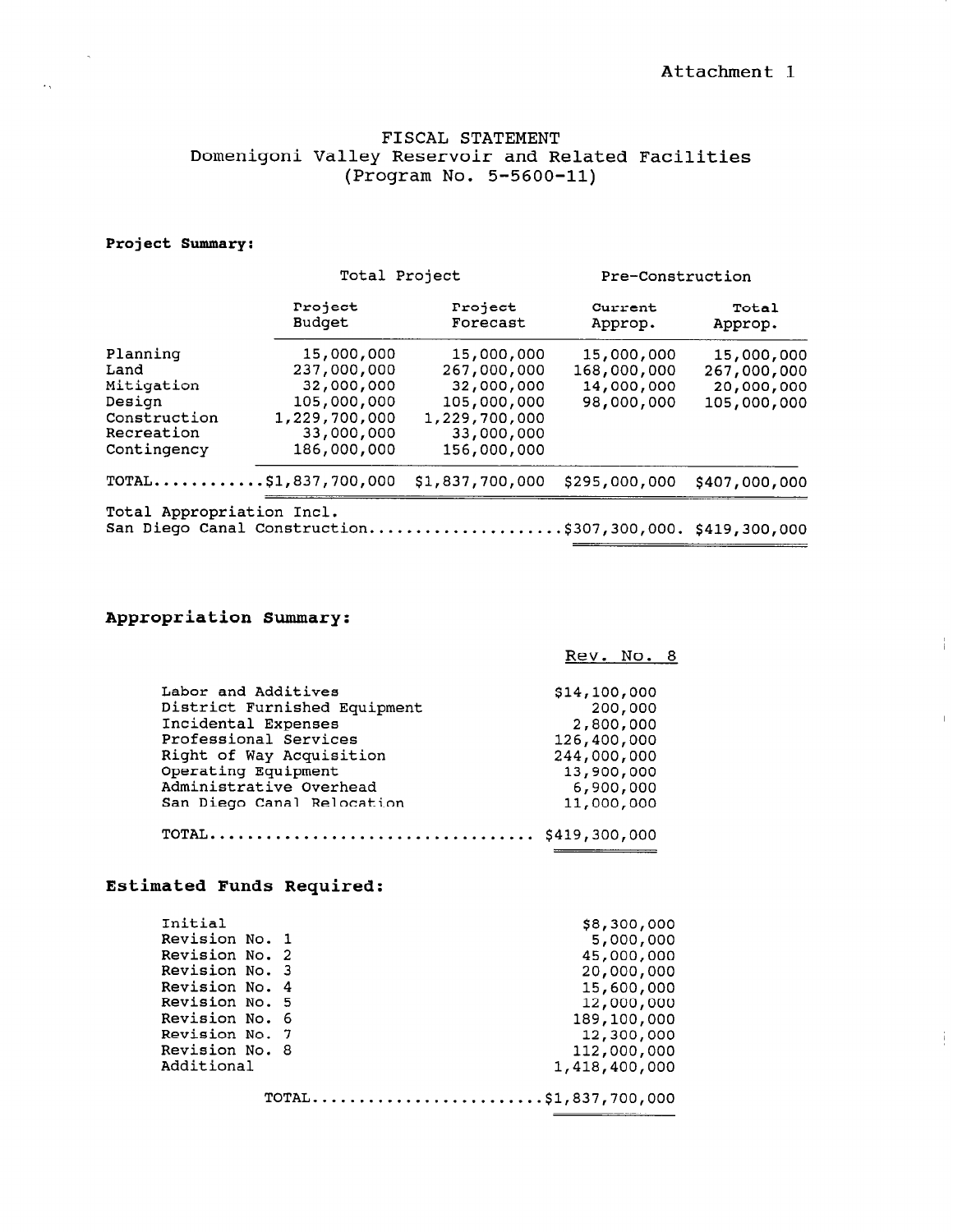Attachment 1

# FISCAL STATEMENT
## Domenigoni Valley Reservoir and Related Facilities
### (Program No. 5-5600-11)

**Project Summary:**

| | Total Project | | Pre-Construction | |
|---|---|---|---|---|
| | Project Budget | Project Forecast | Current Approp. | Total Approp. |
| Planning | 15,000,000 | 15,000,000 | 15,000,000 | 15,000,000 |
| Land | 237,000,000 | 267,000,000 | 168,000,000 | 267,000,000 |
| Mitigation | 32,000,000 | 32,000,000 | 14,000,000 | 20,000,000 |
| Design | 105,000,000 | 105,000,000 | 98,000,000 | 105,000,000 |
| Construction | 1,229,700,000 | 1,229,700,000 | | |
| Recreation | 33,000,000 | 33,000,000 | | |
| Contingency | 186,000,000 | 156,000,000 | | |
| TOTAL | $1,837,700,000 | $1,837,700,000 | $295,000,000 | $407,000,000 |
| Total Appropriation Incl. San Diego Canal Construction | | | $307,300,000. | $419,300,000 |

## Appropriation Summary:

| | Rev. No. 8 |
|---|---|
| Labor and Additives | $14,100,000 |
| District Furnished Equipment | 200,000 |
| Incidental Expenses | 2,800,000 |
| Professional Services | 126,400,000 |
| Right of Way Acquisition | 244,000,000 |
| Operating Equipment | 13,900,000 |
| Administrative Overhead | 6,900,000 |
| San Diego Canal Relocation | 11,000,000 |
| TOTAL | $419,300,000 |

## Estimated Funds Required:

| | |
|---|---|
| Initial | $8,300,000 |
| Revision No. 1 | 5,000,000 |
| Revision No. 2 | 45,000,000 |
| Revision No. 3 | 20,000,000 |
| Revision No. 4 | 15,600,000 |
| Revision No. 5 | 12,000,000 |
| Revision No. 6 | 189,100,000 |
| Revision No. 7 | 12,300,000 |
| Revision No. 8 | 112,000,000 |
| Additional | 1,418,400,000 |
| TOTAL | $1,837,700,000 |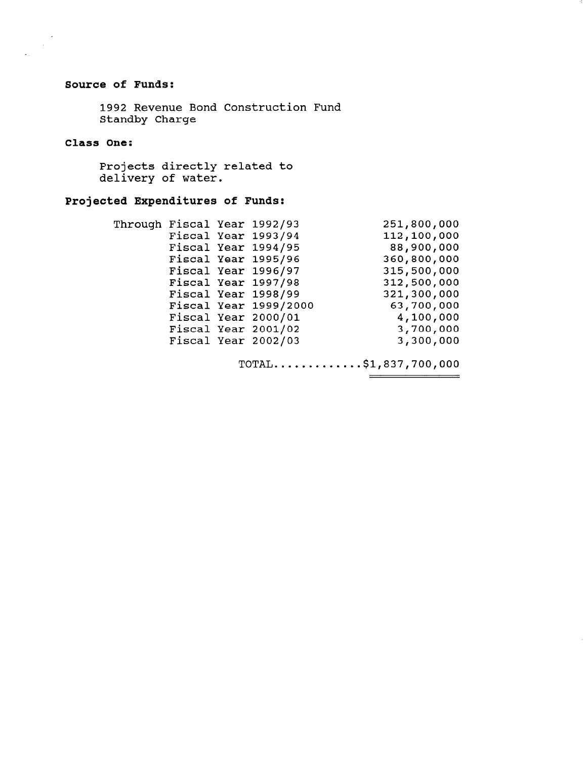**Source of Funds:**

1992 Revenue Bond Construction Fund
Standby Charge

**Class One:**

Projects directly related to delivery of water.

**Projected Expenditures of Funds:**

| | |
|---|---|
| Through Fiscal Year 1992/93 | 251,800,000 |
| Fiscal Year 1993/94 | 112,100,000 |
| Fiscal Year 1994/95 | 88,900,000 |
| Fiscal Year 1995/96 | 360,800,000 |
| Fiscal Year 1996/97 | 315,500,000 |
| Fiscal Year 1997/98 | 312,500,000 |
| Fiscal Year 1998/99 | 321,300,000 |
| Fiscal Year 1999/2000 | 63,700,000 |
| Fiscal Year 2000/01 | 4,100,000 |
| Fiscal Year 2001/02 | 3,700,000 |
| Fiscal Year 2002/03 | 3,300,000 |
| TOTAL | $1,837,700,000 |